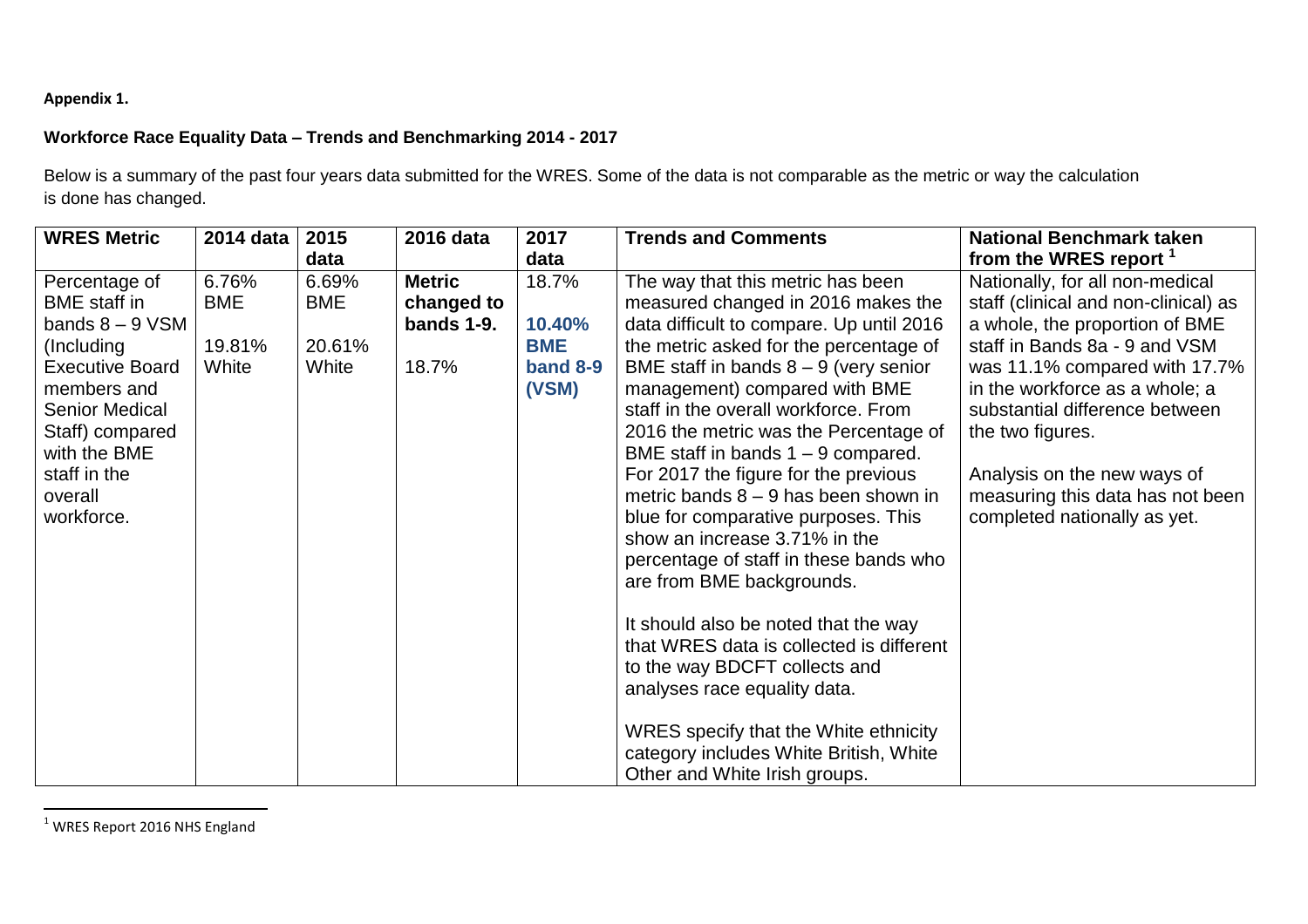**Appendix 1.**

**Workforce Race Equality Data – Trends and Benchmarking 2014 - 2017**

Below is a summary of the past four years data submitted for the WRES. Some of the data is not comparable as the metric or way the calculation is done has changed.

| WRES Metric | 2014 data | 2015 data | 2016 data | 2017 data | Trends and Comments | National Benchmark taken from the WRES report [1] |
|---|---|---|---|---|---|---|
| Percentage of BME staff in bands 8 – 9 VSM (Including Executive Board members and Senior Medical Staff) compared with the BME staff in the overall workforce. | 6.76% BME<br><br>19.81% White | 6.69% BME<br><br>20.61% White | **Metric changed to bands 1-9.**<br><br>18.7% | 18.7%<br><br>**10.40% BME band 8-9 (VSM)** | The way that this metric has been measured changed in 2016 makes the data difficult to compare. Up until 2016 the metric asked for the percentage of BME staff in bands 8 – 9 (very senior management) compared with BME staff in the overall workforce. From 2016 the metric was the Percentage of BME staff in bands 1 – 9 compared. For 2017 the figure for the previous metric bands 8 – 9 has been shown in blue for comparative purposes. This show an increase 3.71% in the percentage of staff in these bands who are from BME backgrounds.<br><br>It should also be noted that the way that WRES data is collected is different to the way BDCFT collects and analyses race equality data.<br><br>WRES specify that the White ethnicity category includes White British, White Other and White Irish groups. | Nationally, for all non-medical staff (clinical and non-clinical) as a whole, the proportion of BME staff in Bands 8a - 9 and VSM was 11.1% compared with 17.7% in the workforce as a whole; a substantial difference between the two figures.<br><br>Analysis on the new ways of measuring this data has not been completed nationally as yet. |

[1] WRES Report 2016 NHS England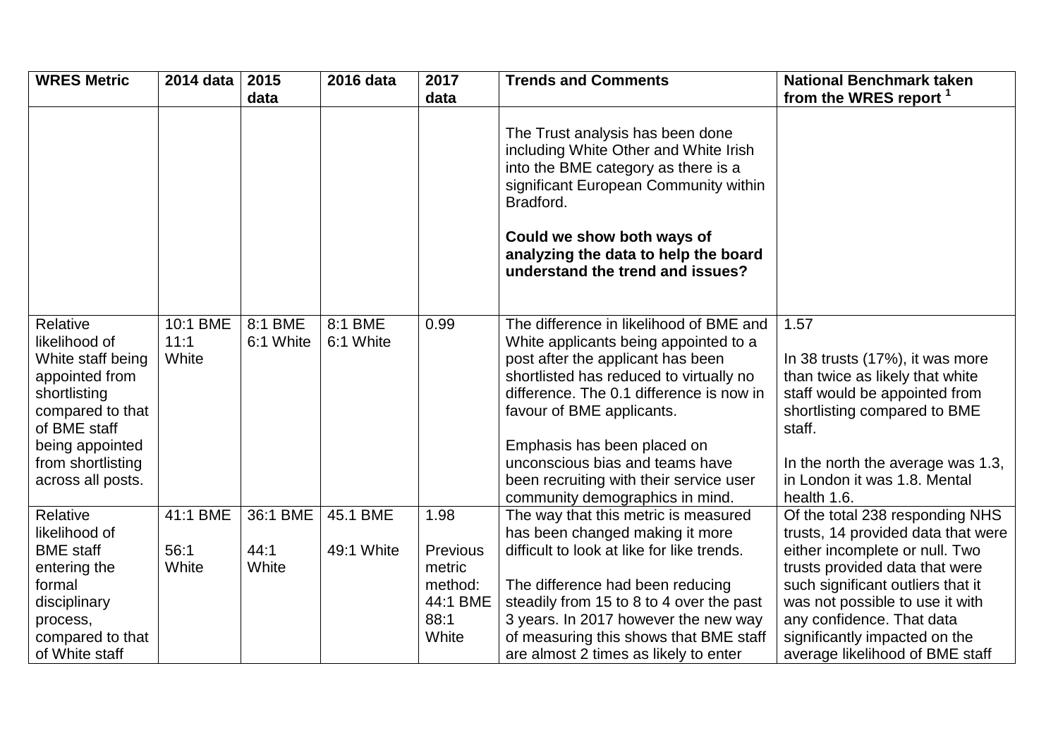| WRES Metric | 2014 data | 2015 data | 2016 data | 2017 data | Trends and Comments | National Benchmark taken from the WRES report [1] |
|---|---|---|---|---|---|---|
| | | | | | The Trust analysis has been done including White Other and White Irish into the BME category as there is a significant European Community within Bradford.<br><br>**Could we show both ways of analyzing the data to help the board understand the trend and issues?** | |
| Relative likelihood of White staff being appointed from shortlisting compared to that of BME staff being appointed from shortlisting across all posts. | 10:1 BME<br>11:1 White | 8:1 BME<br>6:1 White | 8:1 BME<br>6:1 White | 0.99 | The difference in likelihood of BME and White applicants being appointed to a post after the applicant has been shortlisted has reduced to virtually no difference. The 0.1 difference is now in favour of BME applicants.<br><br>Emphasis has been placed on unconscious bias and teams have been recruiting with their service user community demographics in mind. | 1.57<br><br>In 38 trusts (17%), it was more than twice as likely that white staff would be appointed from shortlisting compared to BME staff.<br><br>In the north the average was 1.3, in London it was 1.8. Mental health 1.6. |
| Relative likelihood of BME staff entering the formal disciplinary process, compared to that of White staff | 41:1 BME<br><br>56:1 White | 36:1 BME<br><br>44:1 White | 45.1 BME<br><br>49:1 White | 1.98<br><br>Previous metric method:<br>44:1 BME<br>88:1 White | The way that this metric is measured has been changed making it more difficult to look at like for like trends.<br><br>The difference had been reducing steadily from 15 to 8 to 4 over the past 3 years. In 2017 however the new way of measuring this shows that BME staff are almost 2 times as likely to enter | Of the total 238 responding NHS trusts, 14 provided data that were either incomplete or null. Two trusts provided data that were such significant outliers that it was not possible to use it with any confidence. That data significantly impacted on the average likelihood of BME staff |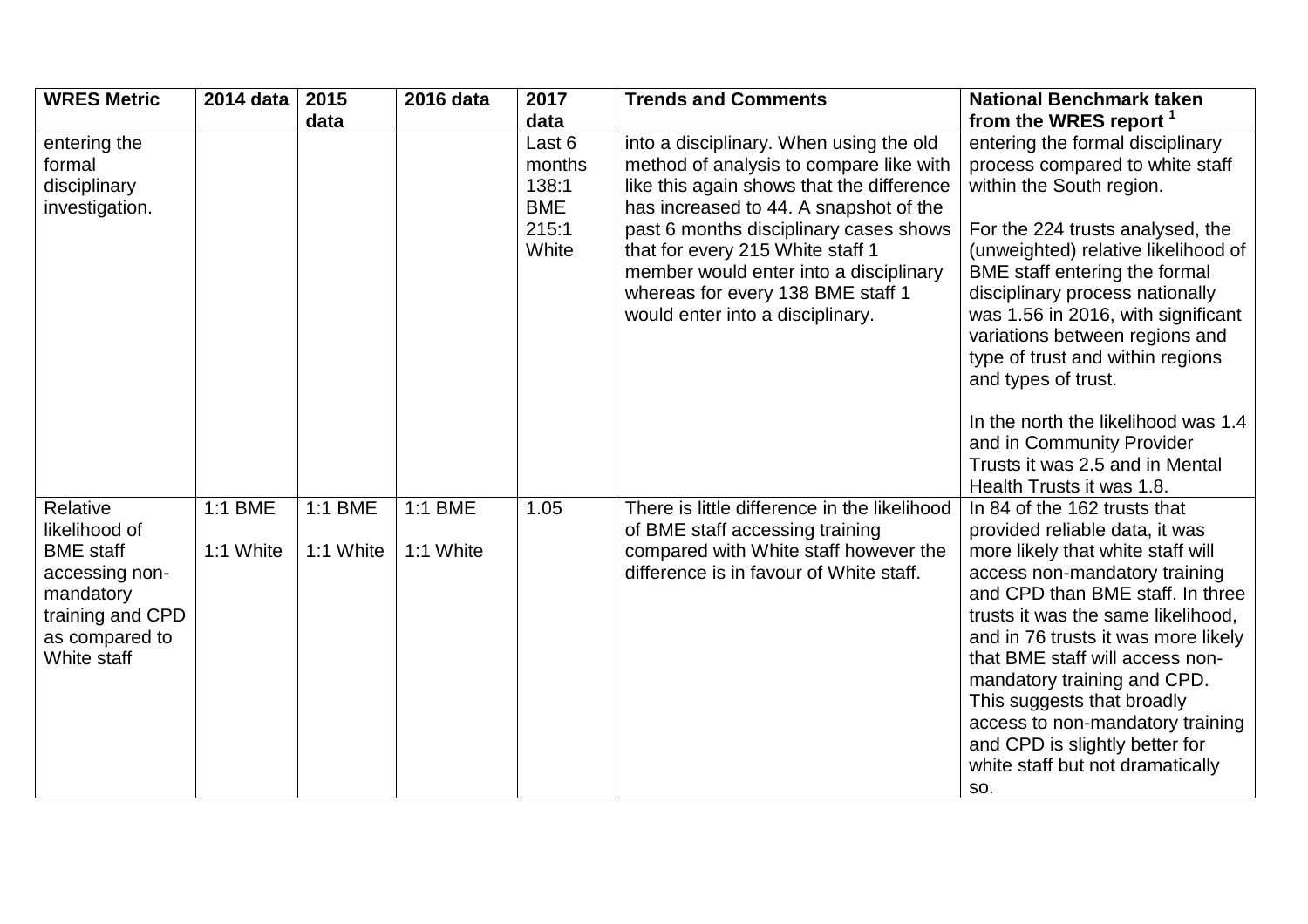| WRES Metric | 2014 data | 2015 data | 2016 data | 2017 data | Trends and Comments | National Benchmark taken from the WRES report [1] |
|---|---|---|---|---|---|---|
| entering the formal disciplinary investigation. | | | | Last 6 months 138:1 BME 215:1 White | into a disciplinary. When using the old method of analysis to compare like with like this again shows that the difference has increased to 44. A snapshot of the past 6 months disciplinary cases shows that for every 215 White staff 1 member would enter into a disciplinary whereas for every 138 BME staff 1 would enter into a disciplinary. | entering the formal disciplinary process compared to white staff within the South region.<br><br>For the 224 trusts analysed, the (unweighted) relative likelihood of BME staff entering the formal disciplinary process nationally was 1.56 in 2016, with significant variations between regions and type of trust and within regions and types of trust.<br><br>In the north the likelihood was 1.4 and in Community Provider Trusts it was 2.5 and in Mental Health Trusts it was 1.8. |
| Relative likelihood of BME staff accessing non-mandatory training and CPD as compared to White staff | 1:1 BME 1:1 White | 1:1 BME 1:1 White | 1:1 BME 1:1 White | 1.05 | There is little difference in the likelihood of BME staff accessing training compared with White staff however the difference is in favour of White staff. | In 84 of the 162 trusts that provided reliable data, it was more likely that white staff will access non-mandatory training and CPD than BME staff. In three trusts it was the same likelihood, and in 76 trusts it was more likely that BME staff will access non-mandatory training and CPD. This suggests that broadly access to non-mandatory training and CPD is slightly better for white staff but not dramatically so. |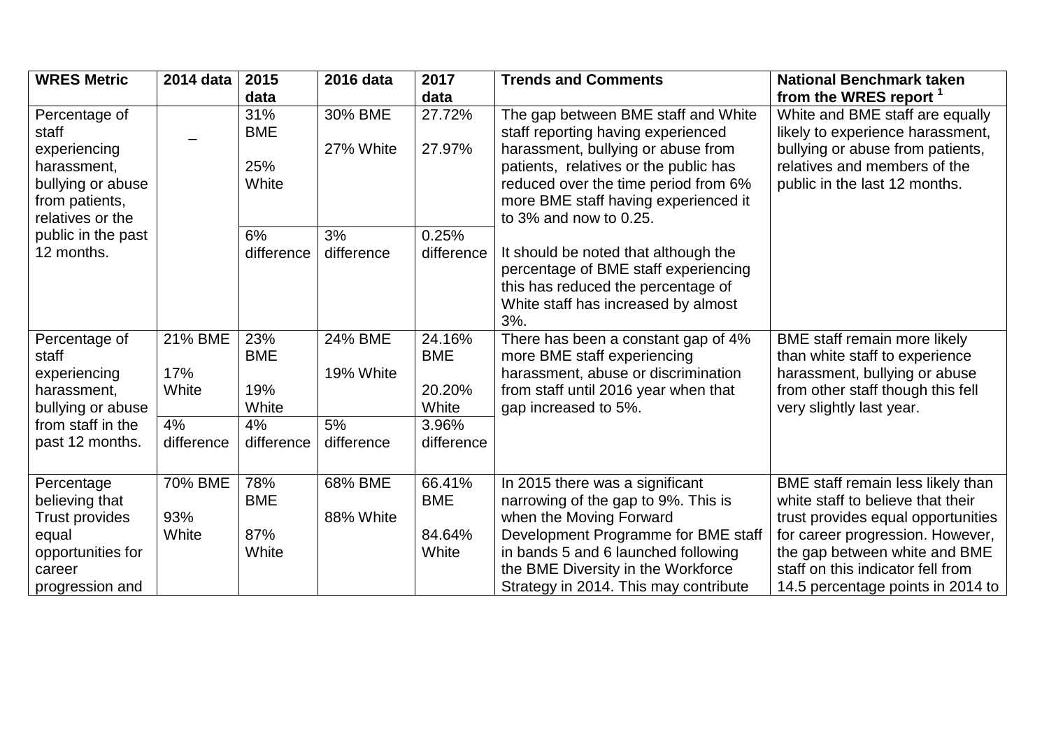| WRES Metric | 2014 data | 2015 data | 2016 data | 2017 data | Trends and Comments | National Benchmark taken from the WRES report [1] |
|---|---|---|---|---|---|---|
| Percentage of staff experiencing harassment, bullying or abuse from patients, relatives or the public in the past 12 months. | _ | 31% BME<br><br>25% White | 30% BME<br><br>27% White | 27.72%<br><br>27.97% | The gap between BME staff and White staff reporting having experienced harassment, bullying or abuse from patients, relatives or the public has reduced over the time period from 6% more BME staff having experienced it to 3% and now to 0.25.<br><br>It should be noted that although the percentage of BME staff experiencing this has reduced the percentage of White staff has increased by almost 3%. | White and BME staff are equally likely to experience harassment, bullying or abuse from patients, relatives and members of the public in the last 12 months. |
| | | 6% difference | 3% difference | 0.25% difference | | |
| Percentage of staff experiencing harassment, bullying or abuse from staff in the past 12 months. | 21% BME<br><br>17% White | 23% BME<br><br>19% White | 24% BME<br><br>19% White | 24.16% BME<br><br>20.20% White | There has been a constant gap of 4% more BME staff experiencing harassment, abuse or discrimination from staff until 2016 year when that gap increased to 5%. | BME staff remain more likely than white staff to experience harassment, bullying or abuse from other staff though this fell very slightly last year. |
| | 4% difference | 4% difference | 5% difference | 3.96% difference | | |
| Percentage believing that Trust provides equal opportunities for career progression and | 70% BME<br><br>93% White | 78% BME<br><br>87% White | 68% BME<br><br>88% White | 66.41% BME<br><br>84.64% White | In 2015 there was a significant narrowing of the gap to 9%. This is when the Moving Forward Development Programme for BME staff in bands 5 and 6 launched following the BME Diversity in the Workforce Strategy in 2014. This may contribute | BME staff remain less likely than white staff to believe that their trust provides equal opportunities for career progression. However, the gap between white and BME staff on this indicator fell from 14.5 percentage points in 2014 to |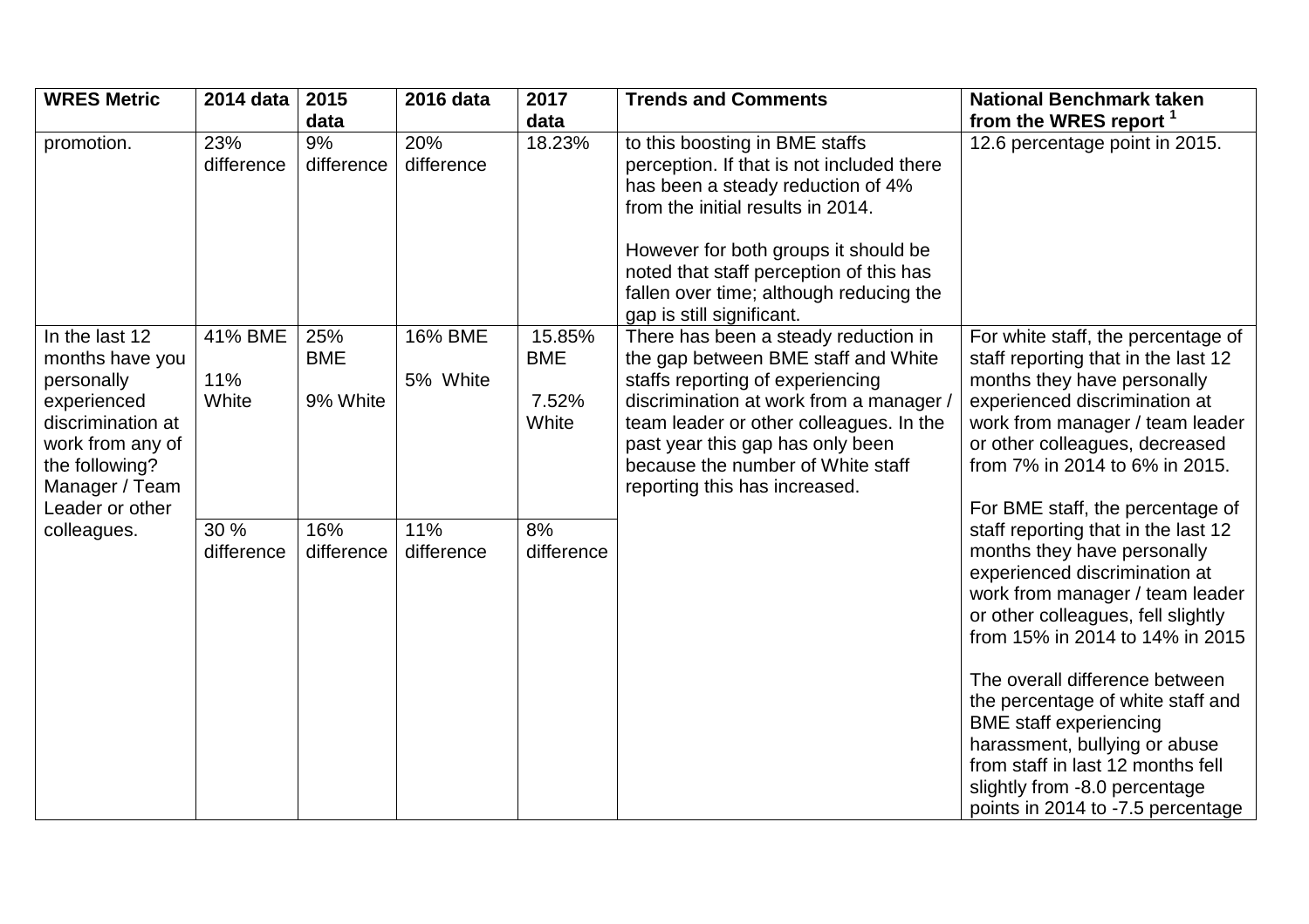| WRES Metric | 2014 data | 2015 data | 2016 data | 2017 data | Trends and Comments | National Benchmark taken from the WRES report [1] |
|---|---|---|---|---|---|---|
| promotion. | 23% difference | 9% difference | 20% difference | 18.23% | to this boosting in BME staffs perception. If that is not included there has been a steady reduction of 4% from the initial results in 2014.<br><br>However for both groups it should be noted that staff perception of this has fallen over time; although reducing the gap is still significant. | 12.6 percentage point in 2015. |
| In the last 12 months have you personally experienced discrimination at work from any of the following? Manager / Team Leader or other colleagues. | 41% BME<br><br>11% White | 25% BME<br><br>9% White | 16% BME<br><br>5% White | 15.85% BME<br><br>7.52% White | There has been a steady reduction in the gap between BME staff and White staffs reporting of experiencing discrimination at work from a manager / team leader or other colleagues. In the past year this gap has only been because the number of White staff reporting this has increased. | For white staff, the percentage of staff reporting that in the last 12 months they have personally experienced discrimination at work from manager / team leader or other colleagues, decreased from 7% in 2014 to 6% in 2015.<br><br>For BME staff, the percentage of staff reporting that in the last 12 months they have personally experienced discrimination at work from manager / team leader or other colleagues, fell slightly from 15% in 2014 to 14% in 2015<br><br>The overall difference between the percentage of white staff and BME staff experiencing harassment, bullying or abuse from staff in last 12 months fell slightly from -8.0 percentage points in 2014 to -7.5 percentage |
| | 30 % difference | 16% difference | 11% difference | 8% difference | | |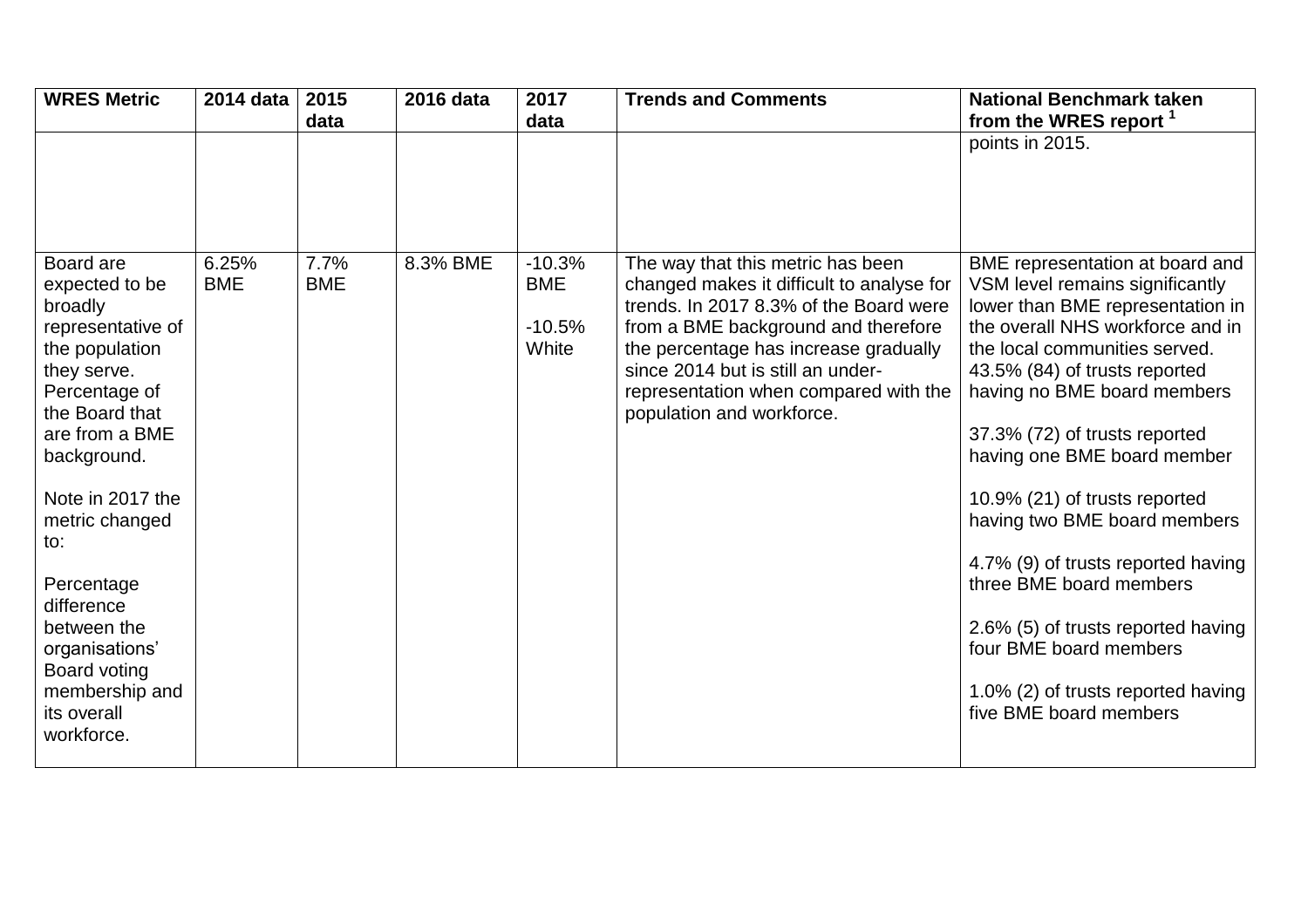| WRES Metric | 2014 data | 2015 data | 2016 data | 2017 data | Trends and Comments | National Benchmark taken from the WRES report [1] |
|---|---|---|---|---|---|---|
| | | | | | | points in 2015. |
| Board are expected to be broadly representative of the population they serve. Percentage of the Board that are from a BME background.<br><br>Note in 2017 the metric changed to:<br><br>Percentage difference between the organisations' Board voting membership and its overall workforce. | 6.25% BME | 7.7% BME | 8.3% BME | -10.3% BME<br><br>-10.5% White | The way that this metric has been changed makes it difficult to analyse for trends. In 2017 8.3% of the Board were from a BME background and therefore the percentage has increase gradually since 2014 but is still an under-representation when compared with the population and workforce. | BME representation at board and VSM level remains significantly lower than BME representation in the overall NHS workforce and in the local communities served. 43.5% (84) of trusts reported having no BME board members<br><br>37.3% (72) of trusts reported having one BME board member<br><br>10.9% (21) of trusts reported having two BME board members<br><br>4.7% (9) of trusts reported having three BME board members<br><br>2.6% (5) of trusts reported having four BME board members<br><br>1.0% (2) of trusts reported having five BME board members |